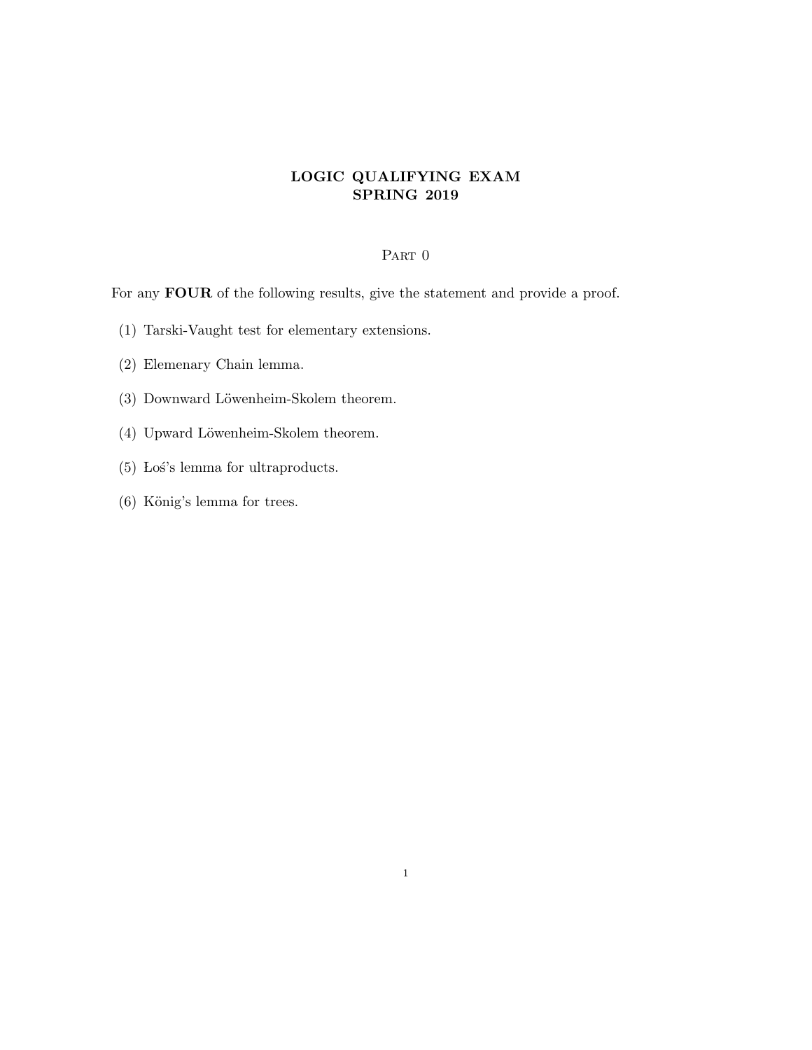# LOGIC QUALIFYING EXAM
# SPRING 2019

## Part 0

For any **FOUR** of the following results, give the statement and provide a proof.

(1) Tarski-Vaught test for elementary extensions.

(2) Elemenary Chain lemma.

(3) Downward Löwenheim-Skolem theorem.

(4) Upward Löwenheim-Skolem theorem.

(5) Łoś's lemma for ultraproducts.

(6) König's lemma for trees.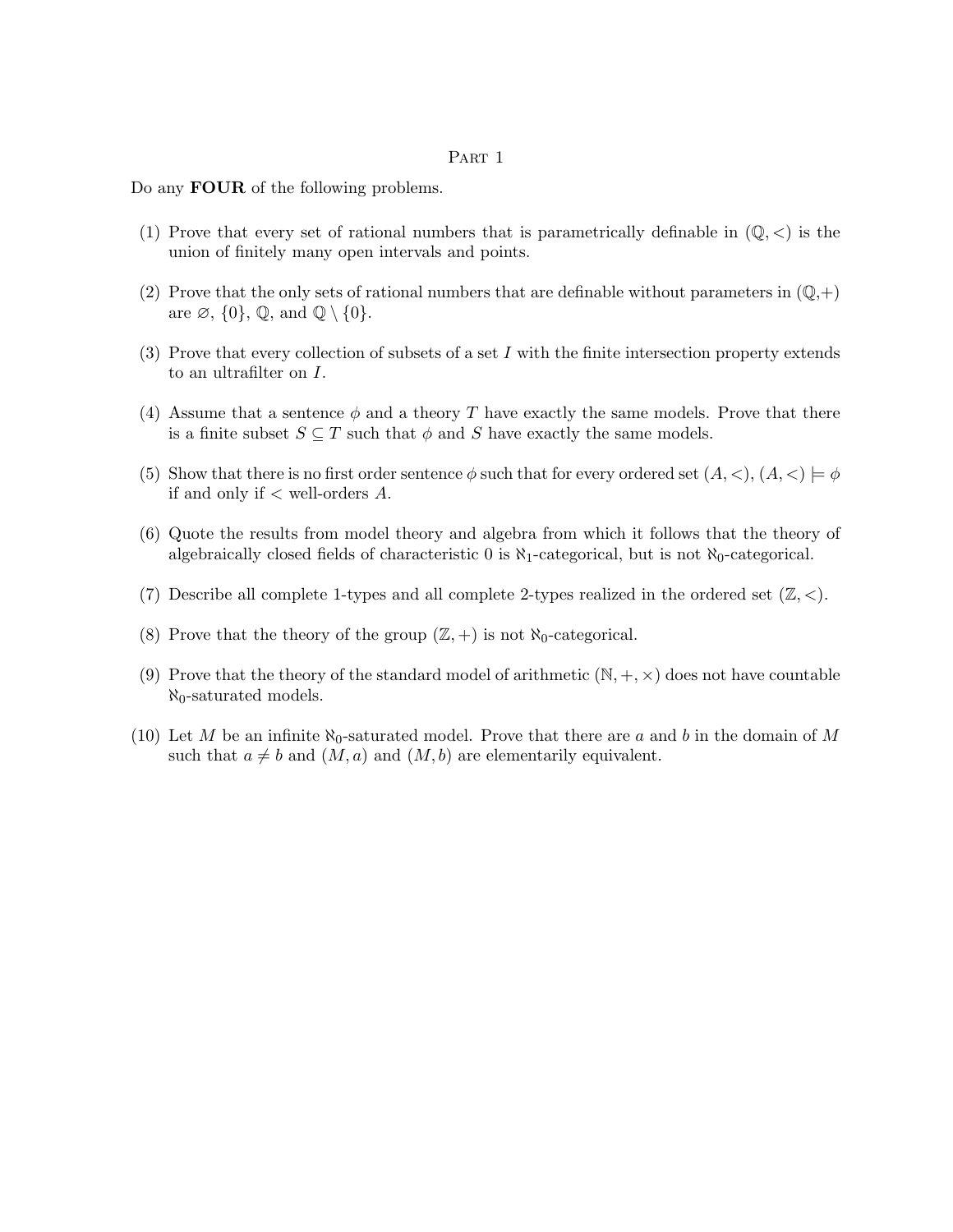# Part 1

Do any **FOUR** of the following problems.

(1) Prove that every set of rational numbers that is parametrically definable in $(\mathbb{Q}, <)$ is the union of finitely many open intervals and points.

(2) Prove that the only sets of rational numbers that are definable without parameters in $(\mathbb{Q},+)$ are $\varnothing$, $\{0\}$, $\mathbb{Q}$, and $\mathbb{Q} \setminus \{0\}$.

(3) Prove that every collection of subsets of a set $I$ with the finite intersection property extends to an ultrafilter on $I$.

(4) Assume that a sentence $\phi$ and a theory $T$ have exactly the same models. Prove that there is a finite subset $S \subseteq T$ such that $\phi$ and $S$ have exactly the same models.

(5) Show that there is no first order sentence $\phi$ such that for every ordered set $(A, <)$, $(A, <) \models \phi$ if and only if $<$ well-orders $A$.

(6) Quote the results from model theory and algebra from which it follows that the theory of algebraically closed fields of characteristic 0 is $\aleph_1$-categorical, but is not $\aleph_0$-categorical.

(7) Describe all complete 1-types and all complete 2-types realized in the ordered set $(\mathbb{Z}, <)$.

(8) Prove that the theory of the group $(\mathbb{Z}, +)$ is not $\aleph_0$-categorical.

(9) Prove that the theory of the standard model of arithmetic $(\mathbb{N}, +, \times)$ does not have countable $\aleph_0$-saturated models.

(10) Let $M$ be an infinite $\aleph_0$-saturated model. Prove that there are $a$ and $b$ in the domain of $M$ such that $a \neq b$ and $(M, a)$ and $(M, b)$ are elementarily equivalent.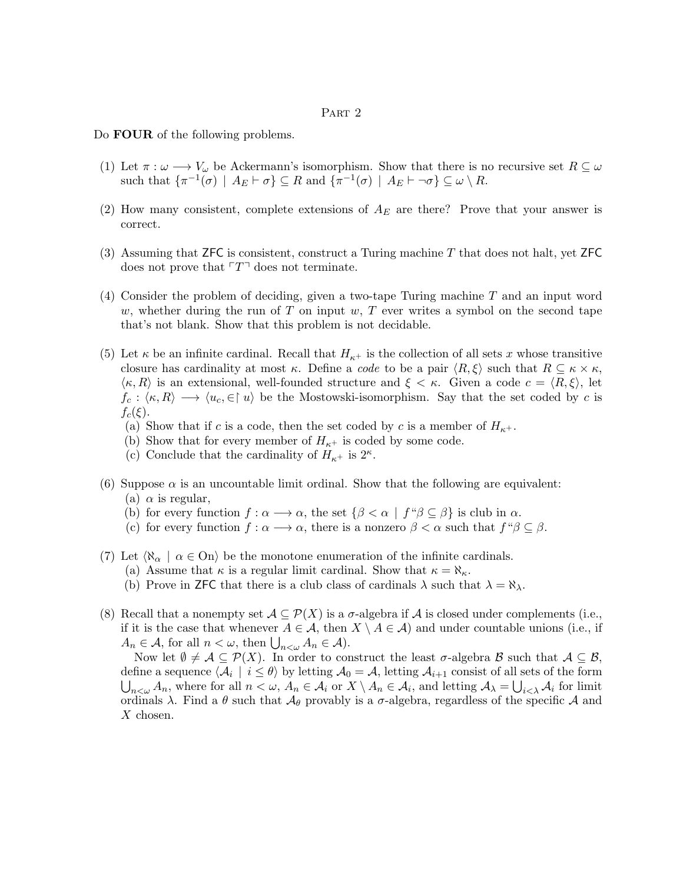## Part 2

Do **FOUR** of the following problems.

(1) Let $\pi : \omega \longrightarrow V_\omega$ be Ackermann's isomorphism. Show that there is no recursive set $R \subseteq \omega$ such that $\{\pi^{-1}(\sigma) \mid A_E \vdash \sigma\} \subseteq R$ and $\{\pi^{-1}(\sigma) \mid A_E \vdash \neg\sigma\} \subseteq \omega \setminus R$.

(2) How many consistent, complete extensions of $A_E$ are there? Prove that your answer is correct.

(3) Assuming that ZFC is consistent, construct a Turing machine $T$ that does not halt, yet ZFC does not prove that $\ulcorner T \urcorner$ does not terminate.

(4) Consider the problem of deciding, given a two-tape Turing machine $T$ and an input word $w$, whether during the run of $T$ on input $w$, $T$ ever writes a symbol on the second tape that's not blank. Show that this problem is not decidable.

(5) Let $\kappa$ be an infinite cardinal. Recall that $H_{\kappa^+}$ is the collection of all sets $x$ whose transitive closure has cardinality at most $\kappa$. Define a *code* to be a pair $\langle R, \xi \rangle$ such that $R \subseteq \kappa \times \kappa$, $\langle \kappa, R \rangle$ is an extensional, well-founded structure and $\xi < \kappa$. Given a code $c = \langle R, \xi \rangle$, let $f_c : \langle \kappa, R \rangle \longrightarrow \langle u_c, \in \restriction u \rangle$ be the Mostowski-isomorphism. Say that the set coded by $c$ is $f_c(\xi)$.
   (a) Show that if $c$ is a code, then the set coded by $c$ is a member of $H_{\kappa^+}$.
   (b) Show that for every member of $H_{\kappa^+}$ is coded by some code.
   (c) Conclude that the cardinality of $H_{\kappa^+}$ is $2^\kappa$.

(6) Suppose $\alpha$ is an uncountable limit ordinal. Show that the following are equivalent:
   (a) $\alpha$ is regular,
   (b) for every function $f : \alpha \longrightarrow \alpha$, the set $\{\beta < \alpha \mid f``\beta \subseteq \beta\}$ is club in $\alpha$.
   (c) for every function $f : \alpha \longrightarrow \alpha$, there is a nonzero $\beta < \alpha$ such that $f``\beta \subseteq \beta$.

(7) Let $\langle \aleph_\alpha \mid \alpha \in \mathrm{On} \rangle$ be the monotone enumeration of the infinite cardinals.
   (a) Assume that $\kappa$ is a regular limit cardinal. Show that $\kappa = \aleph_\kappa$.
   (b) Prove in ZFC that there is a club class of cardinals $\lambda$ such that $\lambda = \aleph_\lambda$.

(8) Recall that a nonempty set $\mathcal{A} \subseteq \mathcal{P}(X)$ is a $\sigma$-algebra if $\mathcal{A}$ is closed under complements (i.e., if it is the case that whenever $A \in \mathcal{A}$, then $X \setminus A \in \mathcal{A}$) and under countable unions (i.e., if $A_n \in \mathcal{A}$, for all $n < \omega$, then $\bigcup_{n<\omega} A_n \in \mathcal{A}$).

   Now let $\emptyset \neq \mathcal{A} \subseteq \mathcal{P}(X)$. In order to construct the least $\sigma$-algebra $\mathcal{B}$ such that $\mathcal{A} \subseteq \mathcal{B}$, define a sequence $\langle \mathcal{A}_i \mid i \leq \theta \rangle$ by letting $\mathcal{A}_0 = \mathcal{A}$, letting $\mathcal{A}_{i+1}$ consist of all sets of the form $\bigcup_{n<\omega} A_n$, where for all $n < \omega$, $A_n \in \mathcal{A}_i$ or $X \setminus A_n \in \mathcal{A}_i$, and letting $\mathcal{A}_\lambda = \bigcup_{i<\lambda} \mathcal{A}_i$ for limit ordinals $\lambda$. Find a $\theta$ such that $\mathcal{A}_\theta$ provably is a $\sigma$-algebra, regardless of the specific $\mathcal{A}$ and $X$ chosen.